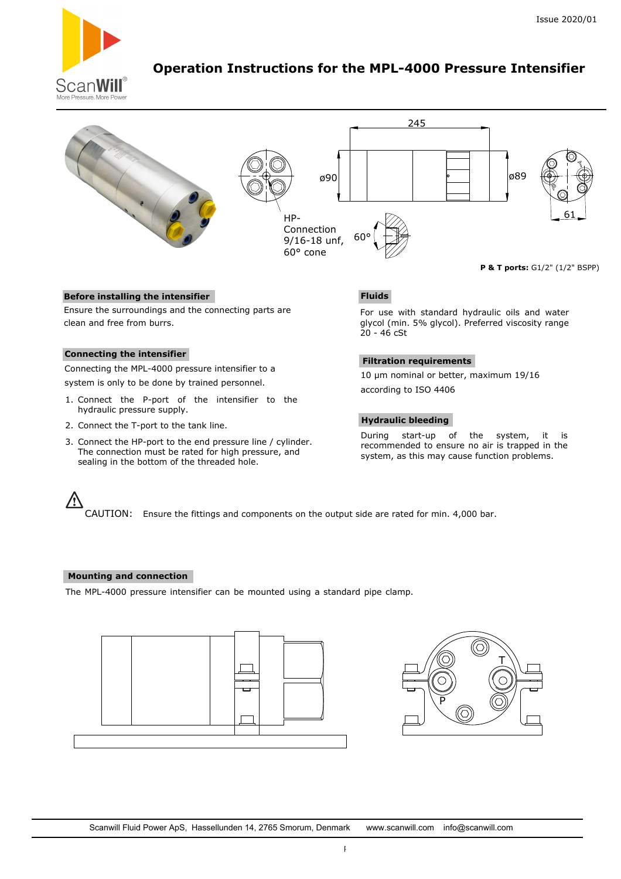# Operation Instructions for the MPL-4000 Pressure Intensifier

245

ø90

ø89

61

HP-Connection 9/16-18 unf, 60° cone

60°

**P & T ports:** G1/2" (1/2" BSPP)

## Before installing the intensifier

Ensure the surroundings and the connecting parts are clean and free from burrs.

## Connecting the intensifier

Connecting the MPL-4000 pressure intensifier to a system is only to be done by trained personnel.

1. Connect the P-port of the intensifier to the hydraulic pressure supply.
2. Connect the T-port to the tank line.
3. Connect the HP-port to the end pressure line / cylinder. The connection must be rated for high pressure, and sealing in the bottom of the threaded hole.

## Fluids

For use with standard hydraulic oils and water glycol (min. 5% glycol). Preferred viscosity range 20 - 46 cSt

## Filtration requirements

10 µm nominal or better, maximum 19/16 according to ISO 4406

## Hydraulic bleeding

During start-up of the system, it is recommended to ensure no air is trapped in the system, as this may cause function problems.

⚠ CAUTION: Ensure the fittings and components on the output side are rated for min. 4,000 bar.

## Mounting and connection

The MPL-4000 pressure intensifier can be mounted using a standard pipe clamp.

T

P

Scanwill Fluid Power ApS, Hassellunden 14, 2765 Smorum, Denmark www.scanwill.com info@scanwill.com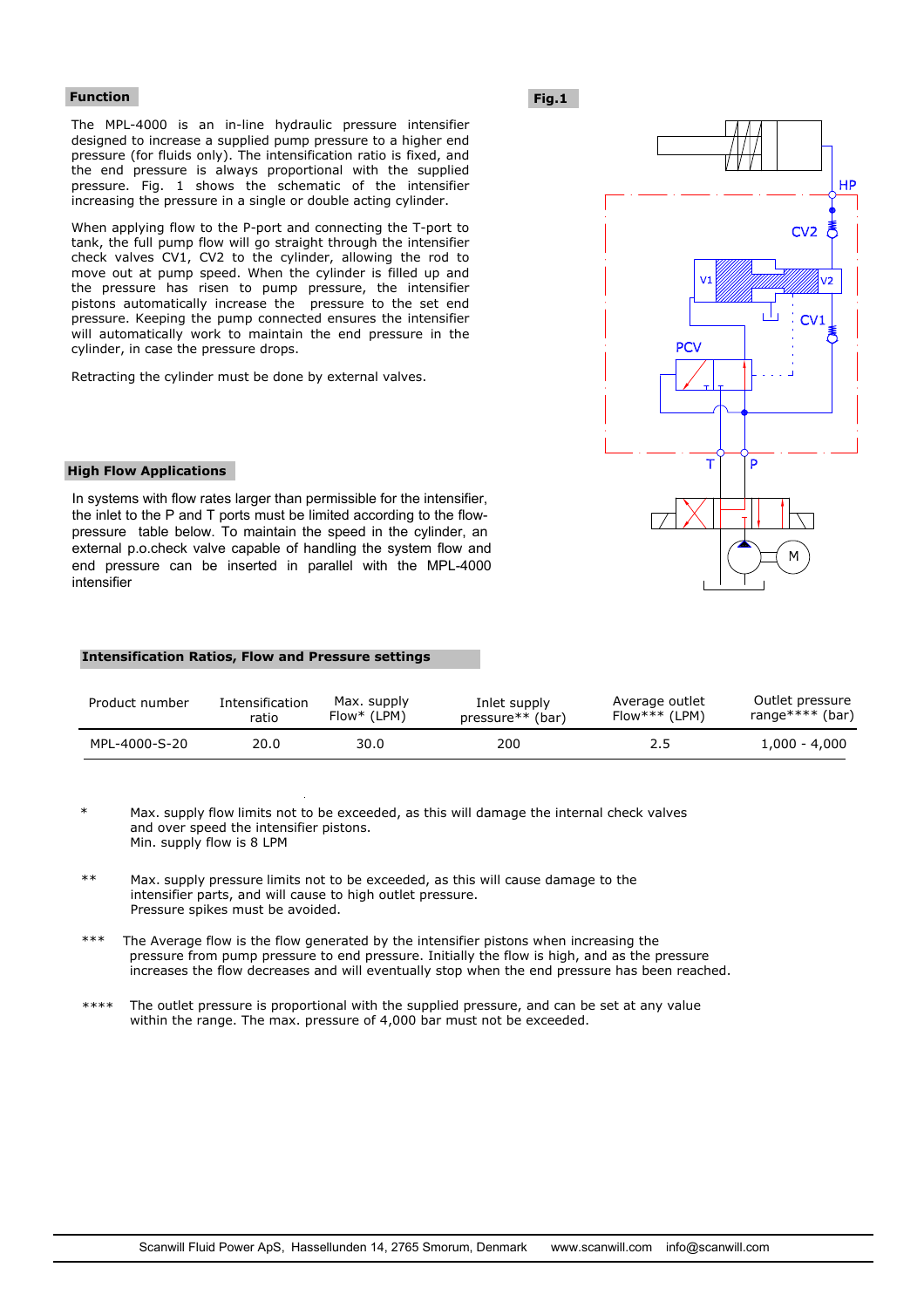## Function

The MPL-4000 is an in-line hydraulic pressure intensifier designed to increase a supplied pump pressure to a higher end pressure (for fluids only). The intensification ratio is fixed, and the end pressure is always proportional with the supplied pressure. Fig. 1 shows the schematic of the intensifier increasing the pressure in a single or double acting cylinder.

When applying flow to the P-port and connecting the T-port to tank, the full pump flow will go straight through the intensifier check valves CV1, CV2 to the cylinder, allowing the rod to move out at pump speed. When the cylinder is filled up and the pressure has risen to pump pressure, the intensifier pistons automatically increase the pressure to the set end pressure. Keeping the pump connected ensures the intensifier will automatically work to maintain the end pressure in the cylinder, in case the pressure drops.

Retracting the cylinder must be done by external valves.

**Fig.1**

HP

CV2

V1

V2

CV1

PCV

T

P

M

## High Flow Applications

In systems with flow rates larger than permissible for the intensifier, the inlet to the P and T ports must be limited according to the flow-pressure table below. To maintain the speed in the cylinder, an external p.o.check valve capable of handling the system flow and end pressure can be inserted in parallel with the MPL-4000 intensifier

## Intensification Ratios, Flow and Pressure settings

| Product number | Intensification ratio | Max. supply Flow* (LPM) | Inlet supply pressure** (bar) | Average outlet Flow*** (LPM) | Outlet pressure range**** (bar) |
|---|---|---|---|---|---|
| MPL-4000-S-20 | 20.0 | 30.0 | 200 | 2.5 | 1,000 - 4,000 |

\* Max. supply flow limits not to be exceeded, as this will damage the internal check valves and over speed the intensifier pistons.
Min. supply flow is 8 LPM

** Max. supply pressure limits not to be exceeded, as this will cause damage to the intensifier parts, and will cause to high outlet pressure.
Pressure spikes must be avoided.

*** The Average flow is the flow generated by the intensifier pistons when increasing the pressure from pump pressure to end pressure. Initially the flow is high, and as the pressure increases the flow decreases and will eventually stop when the end pressure has been reached.

**** The outlet pressure is proportional with the supplied pressure, and can be set at any value within the range. The max. pressure of 4,000 bar must not be exceeded.

Scanwill Fluid Power ApS, Hassellunden 14, 2765 Smorum, Denmark www.scanwill.com info@scanwill.com